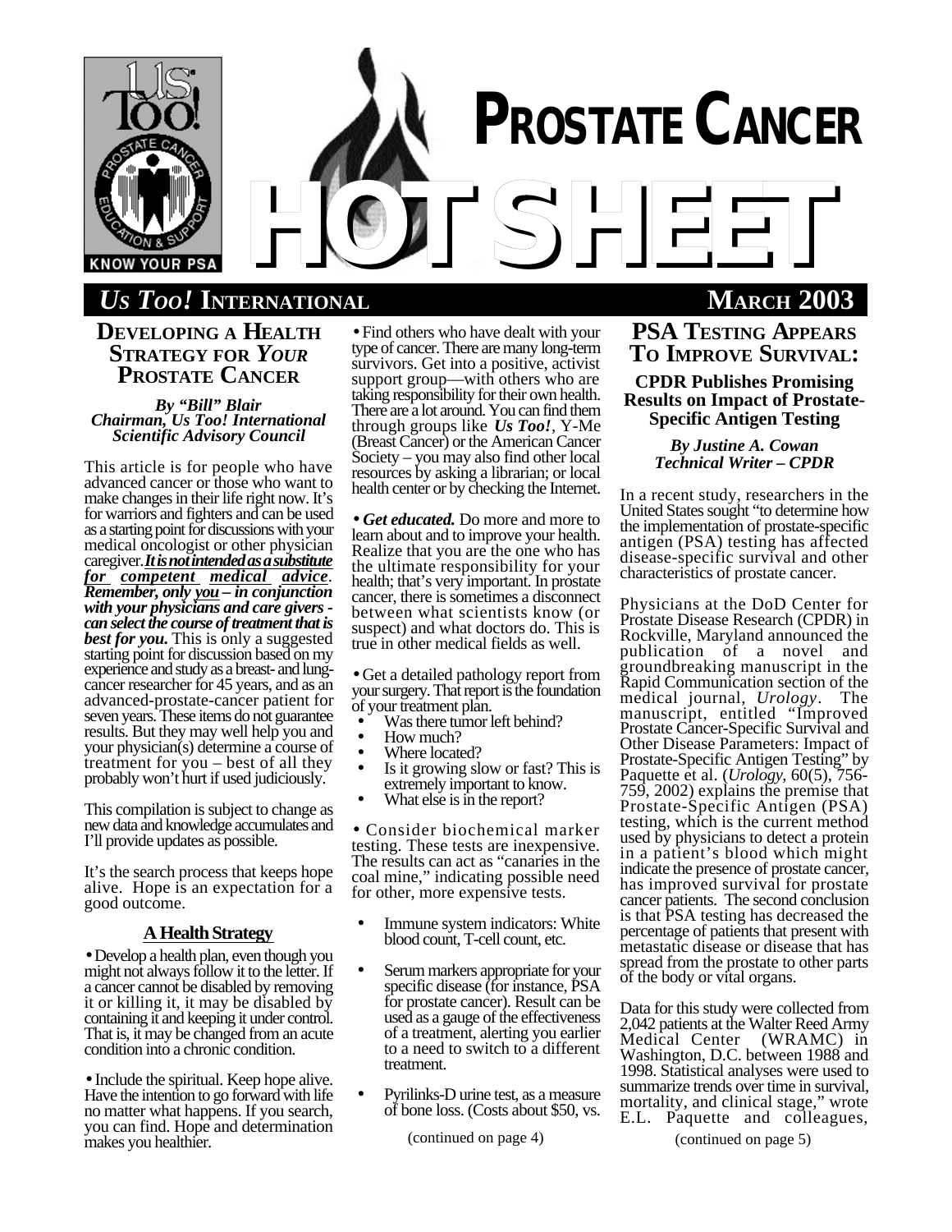# PROSTATE CANCER HOT SHEET

*US TOO!* INTERNATIONAL — MARCH 2003

## DEVELOPING A HEALTH STRATEGY FOR *YOUR* PROSTATE CANCER

***By "Bill" Blair***
***Chairman, Us Too! International Scientific Advisory Council***

This article is for people who have advanced cancer or those who want to make changes in their life right now. It's for warriors and fighters and can be used as a starting point for discussions with your medical oncologist or other physician caregiver. ***It is not intended as a substitute for competent medical advice. Remember, only you – in conjunction with your physicians and care givers - can select the course of treatment that is best for you.*** This is only a suggested starting point for discussion based on my experience and study as a breast- and lung-cancer researcher for 45 years, and as an advanced-prostate-cancer patient for seven years. These items do not guarantee results. But they may well help you and your physician(s) determine a course of treatment for you – best of all they probably won't hurt if used judiciously.

This compilation is subject to change as new data and knowledge accumulates and I'll provide updates as possible.

It's the search process that keeps hope alive. Hope is an expectation for a good outcome.

### A Health Strategy

• Develop a health plan, even though you might not always follow it to the letter. If a cancer cannot be disabled by removing it or killing it, it may be disabled by containing it and keeping it under control. That is, it may be changed from an acute condition into a chronic condition.

• Include the spiritual. Keep hope alive. Have the intention to go forward with life no matter what happens. If you search, you can find. Hope and determination makes you healthier.

• Find others who have dealt with your type of cancer. There are many long-term survivors. Get into a positive, activist support group—with others who are taking responsibility for their own health. There are a lot around. You can find them through groups like ***Us Too!***, Y-Me (Breast Cancer) or the American Cancer Society – you may also find other local resources by asking a librarian; or local health center or by checking the Internet.

• ***Get educated.*** Do more and more to learn about and to improve your health. Realize that you are the one who has the ultimate responsibility for your health; that's very important. In prostate cancer, there is sometimes a disconnect between what scientists know (or suspect) and what doctors do. This is true in other medical fields as well.

• Get a detailed pathology report from your surgery. That report is the foundation of your treatment plan.

- Was there tumor left behind?
- How much?
- Where located?
- Is it growing slow or fast? This is extremely important to know.
- What else is in the report?

• Consider biochemical marker testing. These tests are inexpensive. The results can act as "canaries in the coal mine," indicating possible need for other, more expensive tests.

- Immune system indicators: White blood count, T-cell count, etc.
- Serum markers appropriate for your specific disease (for instance, PSA for prostate cancer). Result can be used as a gauge of the effectiveness of a treatment, alerting you earlier to a need to switch to a different treatment.
- Pyrilinks-D urine test, as a measure of bone loss. (Costs about $50, vs.

(continued on page 4)

## PSA TESTING APPEARS TO IMPROVE SURVIVAL:

### CPDR Publishes Promising Results on Impact of Prostate-Specific Antigen Testing

***By Justine A. Cowan***
***Technical Writer – CPDR***

In a recent study, researchers in the United States sought "to determine how the implementation of prostate-specific antigen (PSA) testing has affected disease-specific survival and other characteristics of prostate cancer.

Physicians at the DoD Center for Prostate Disease Research (CPDR) in Rockville, Maryland announced the publication of a novel and groundbreaking manuscript in the Rapid Communication section of the medical journal, *Urology*. The manuscript, entitled "Improved Prostate Cancer-Specific Survival and Other Disease Parameters: Impact of Prostate-Specific Antigen Testing" by Paquette et al. (*Urology*, 60(5), 756-759, 2002) explains the premise that Prostate-Specific Antigen (PSA) testing, which is the current method used by physicians to detect a protein in a patient's blood which might indicate the presence of prostate cancer, has improved survival for prostate cancer patients. The second conclusion is that PSA testing has decreased the percentage of patients that present with metastatic disease or disease that has spread from the prostate to other parts of the body or vital organs.

Data for this study were collected from 2,042 patients at the Walter Reed Army Medical Center (WRAMC) in Washington, D.C. between 1988 and 1998. Statistical analyses were used to summarize trends over time in survival, mortality, and clinical stage," wrote E.L. Paquette and colleagues,

(continued on page 5)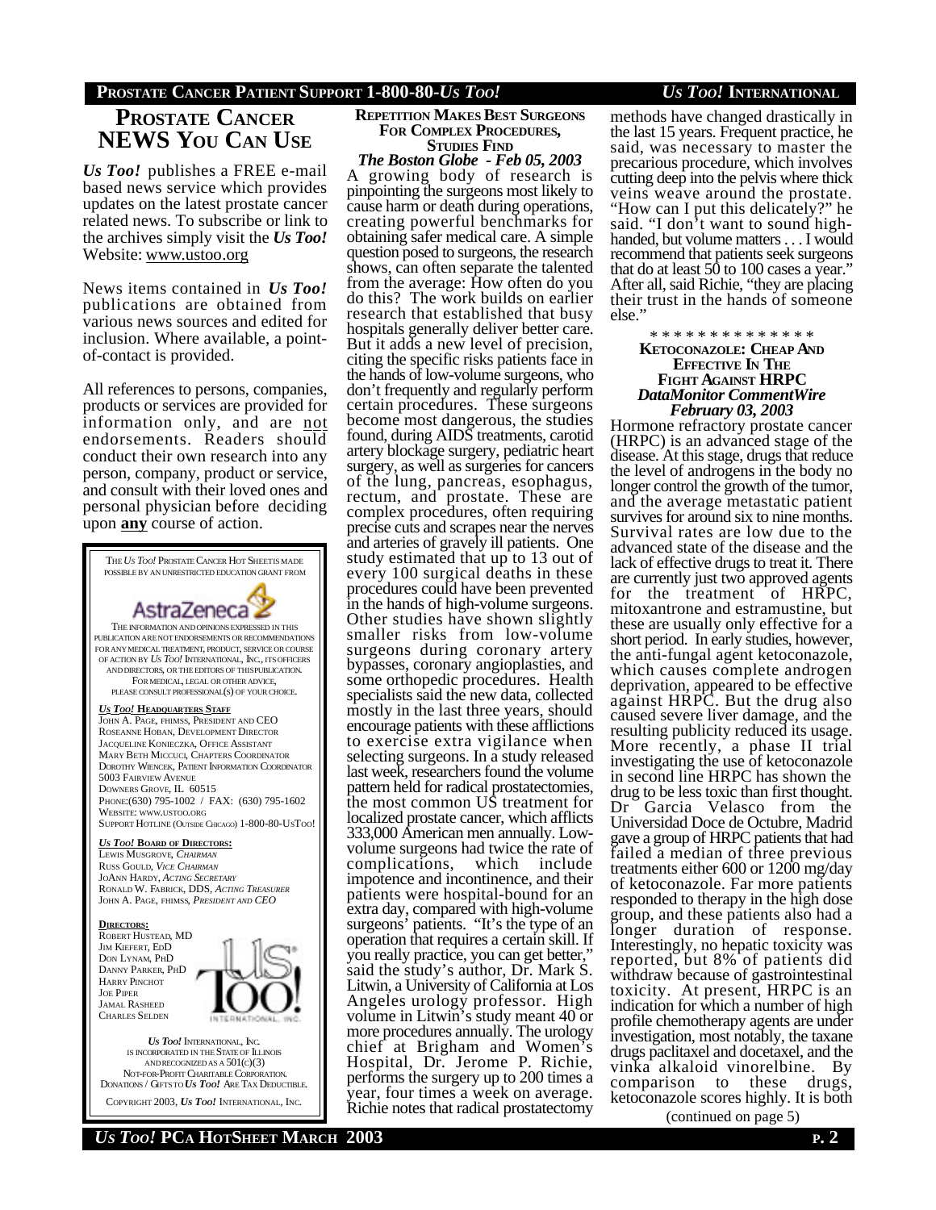# PROSTATE CANCER NEWS YOU CAN USE

***Us Too!*** publishes a FREE e-mail based news service which provides updates on the latest prostate cancer related news. To subscribe or link to the archives simply visit the ***Us Too!*** Website: www.ustoo.org

News items contained in ***Us Too!*** publications are obtained from various news sources and edited for inclusion. Where available, a point-of-contact is provided.

All references to persons, companies, products or services are provided for information only, and are not endorsements. Readers should conduct their own research into any person, company, product or service, and consult with their loved ones and personal physician before deciding upon **any** course of action.

THE *US TOO!* PROSTATE CANCER HOT SHEETS IS MADE POSSIBLE BY AN UNRESTRICTED EDUCATION GRANT FROM

AstraZeneca

THE INFORMATION AND OPINIONS EXPRESSED IN THIS PUBLICATION ARE NOT ENDORSEMENTS OR RECOMMENDATIONS FOR ANY MEDICAL TREATMENT, PRODUCT, SERVICE OR COURSE OF ACTION BY *US TOO!* INTERNATIONAL, INC., ITS OFFICERS AND DIRECTORS, OR THE EDITORS OF THIS PUBLICATION. FOR MEDICAL, LEGAL OR OTHER ADVICE, PLEASE CONSULT PROFESSIONAL(S) OF YOUR CHOICE.

***US TOO!* HEADQUARTERS STAFF**
JOHN A. PAGE, FHIMSS, PRESIDENT AND CEO
ROSEANNE HOBAN, DEVELOPMENT DIRECTOR
JACQUELINE KONIECZKA, OFFICE ASSISTANT
MARY BETH MICCUCI, CHAPTERS COORDINATOR
DOROTHY WIENCEK, PATIENT INFORMATION COORDINATOR
5003 FAIRVIEW AVENUE
DOWNERS GROVE, IL 60515
PHONE:(630) 795-1002 / FAX: (630) 795-1602
WEBSITE: WWW.USTOO.ORG
SUPPORT HOTLINE (OUTSIDE CHICAGO) 1-800-80-USTOO!

***US TOO!* BOARD OF DIRECTORS:**
LEWIS MUSGROVE, *CHAIRMAN*
RUSS GOULD, *VICE CHAIRMAN*
JOANN HARDY, *ACTING SECRETARY*
RONALD W. FABRICK, DDS, *ACTING TREASURER*
JOHN A. PAGE, FHIMSS, *PRESIDENT AND CEO*

**DIRECTORS:**
ROBERT HUSTEAD, MD
JIM KIEFERT, EDD
DON LYNAM, PHD
DANNY PARKER, PHD
HARRY PINCHOT
JOE PIPER
JAMAL RASHEED
CHARLES SELDEN

*US TOO!* INTERNATIONAL, INC. IS INCORPORATED IN THE STATE OF ILLINOIS AND RECOGNIZED AS A 501(C)(3) NOT-FOR-PROFIT CHARITABLE CORPORATION. DONATIONS / GIFTS TO *US TOO!* ARE TAX DEDUCTIBLE.

COPYRIGHT 2003, *US TOO!* INTERNATIONAL, INC.

## REPETITION MAKES BEST SURGEONS FOR COMPLEX PROCEDURES, STUDIES FIND

***The Boston Globe - Feb 05, 2003***

A growing body of research is pinpointing the surgeons most likely to cause harm or death during operations, creating powerful benchmarks for obtaining safer medical care. A simple question posed to surgeons, the research shows, can often separate the talented from the average: How often do you do this? The work builds on earlier research that established that busy hospitals generally deliver better care. But it adds a new level of precision, citing the specific risks patients face in the hands of low-volume surgeons, who don't frequently and regularly perform certain procedures. These surgeons become most dangerous, the studies found, during AIDS treatments, carotid artery blockage surgery, pediatric heart surgery, as well as surgeries for cancers of the lung, pancreas, esophagus, rectum, and prostate. These are complex procedures, often requiring precise cuts and scrapes near the nerves and arteries of gravely ill patients. One study estimated that up to 13 out of every 100 surgical deaths in these procedures could have been prevented in the hands of high-volume surgeons. Other studies have shown slightly smaller risks from low-volume surgeons during coronary artery bypasses, coronary angioplasties, and some orthopedic procedures. Health specialists said the new data, collected mostly in the last three years, should encourage patients with these afflictions to exercise extra vigilance when selecting surgeons. In a study released last week, researchers found the volume pattern held for radical prostatectomies, the most common US treatment for localized prostate cancer, which afflicts 333,000 American men annually. Low-volume surgeons had twice the rate of complications, which include impotence and incontinence, and their patients were hospital-bound for an extra day, compared with high-volume surgeons' patients. "It's the type of an operation that requires a certain skill. If you really practice, you can get better," said the study's author, Dr. Mark S. Litwin, a University of California at Los Angeles urology professor. High volume in Litwin's study meant 40 or more procedures annually. The urology chief at Brigham and Women's Hospital, Dr. Jerome P. Richie, performs the surgery up to 200 times a year, four times a week on average. Richie notes that radical prostatectomy methods have changed drastically in the last 15 years. Frequent practice, he said, was necessary to master the precarious procedure, which involves cutting deep into the pelvis where thick veins weave around the prostate. "How can I put this delicately?" he said. "I don't want to sound high-handed, but volume matters . . . I would recommend that patients seek surgeons that do at least 50 to 100 cases a year." After all, said Richie, "they are placing their trust in the hands of someone else."

* * * * * * * * * * * * * *

## KETOCONAZOLE: CHEAP AND EFFECTIVE IN THE FIGHT AGAINST HRPC

***DataMonitor CommentWire February 03, 2003***

Hormone refractory prostate cancer (HRPC) is an advanced stage of the disease. At this stage, drugs that reduce the level of androgens in the body no longer control the growth of the tumor, and the average metastatic patient survives for around six to nine months. Survival rates are low due to the advanced state of the disease and the lack of effective drugs to treat it. There are currently just two approved agents for the treatment of HRPC, mitoxantrone and estramustine, but these are usually only effective for a short period. In early studies, however, the anti-fungal agent ketoconazole, which causes complete androgen deprivation, appeared to be effective against HRPC. But the drug also caused severe liver damage, and the resulting publicity reduced its usage. More recently, a phase II trial investigating the use of ketoconazole in second line HRPC has shown the drug to be less toxic than first thought. Dr Garcia Velasco from the Universidad Doce de Octubre, Madrid gave a group of HRPC patients that had failed a median of three previous treatments either 600 or 1200 mg/day of ketoconazole. Far more patients responded to therapy in the high dose group, and these patients also had a longer duration of response. Interestingly, no hepatic toxicity was reported, but 8% of patients did withdraw because of gastrointestinal toxicity. At present, HRPC is an indication for which a number of high profile chemotherapy agents are under investigation, most notably, the taxane drugs paclitaxel and docetaxel, and the vinka alkaloid vinorelbine. By comparison to these drugs, ketoconazole scores highly. It is both

(continued on page 5)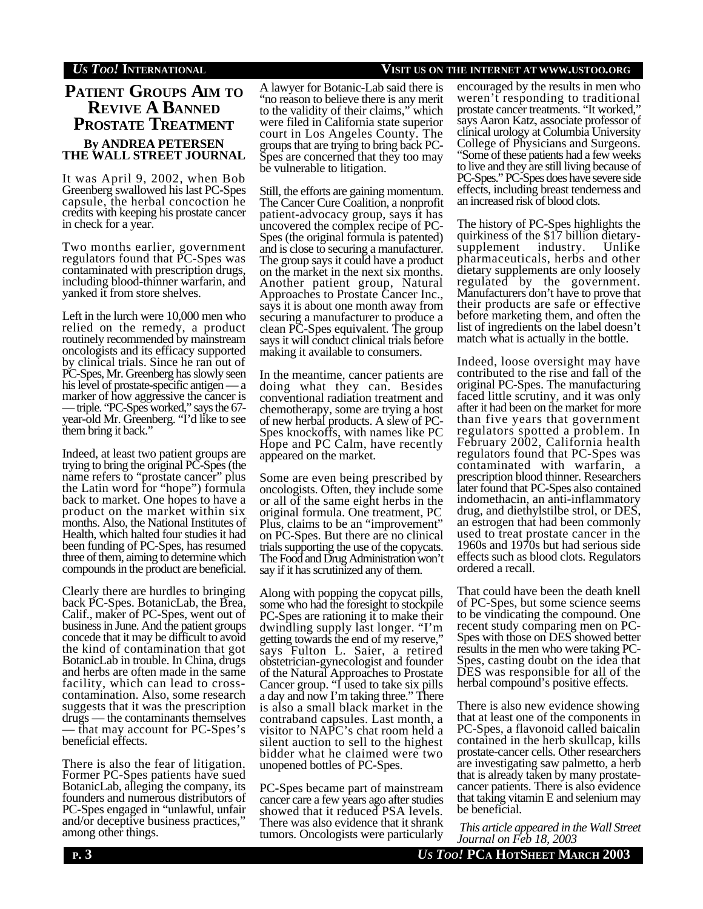# Patient Groups Aim to Revive a Banned Prostate Treatment

**By ANDREA PETERSEN**
**THE WALL STREET JOURNAL**

It was April 9, 2002, when Bob Greenberg swallowed his last PC-Spes capsule, the herbal concoction he credits with keeping his prostate cancer in check for a year.

Two months earlier, government regulators found that PC-Spes was contaminated with prescription drugs, including blood-thinner warfarin, and yanked it from store shelves.

Left in the lurch were 10,000 men who relied on the remedy, a product routinely recommended by mainstream oncologists and its efficacy supported by clinical trials. Since he ran out of PC-Spes, Mr. Greenberg has slowly seen his level of prostate-specific antigen — a marker of how aggressive the cancer is — triple. "PC-Spes worked," says the 67-year-old Mr. Greenberg. "I'd like to see them bring it back."

Indeed, at least two patient groups are trying to bring the original PC-Spes (the name refers to "prostate cancer" plus the Latin word for "hope") formula back to market. One hopes to have a product on the market within six months. Also, the National Institutes of Health, which halted four studies it had been funding of PC-Spes, has resumed three of them, aiming to determine which compounds in the product are beneficial.

Clearly there are hurdles to bringing back PC-Spes. BotanicLab, the Brea, Calif., maker of PC-Spes, went out of business in June. And the patient groups concede that it may be difficult to avoid the kind of contamination that got BotanicLab in trouble. In China, drugs and herbs are often made in the same facility, which can lead to cross-contamination. Also, some research suggests that it was the prescription drugs — the contaminants themselves — that may account for PC-Spes's beneficial effects.

There is also the fear of litigation. Former PC-Spes patients have sued BotanicLab, alleging the company, its founders and numerous distributors of PC-Spes engaged in "unlawful, unfair and/or deceptive business practices," among other things.

A lawyer for Botanic-Lab said there is "no reason to believe there is any merit to the validity of their claims," which were filed in California state superior court in Los Angeles County. The groups that are trying to bring back PC-Spes are concerned that they too may be vulnerable to litigation.

Still, the efforts are gaining momentum. The Cancer Cure Coalition, a nonprofit patient-advocacy group, says it has uncovered the complex recipe of PC-Spes (the original formula is patented) and is close to securing a manufacturer. The group says it could have a product on the market in the next six months. Another patient group, Natural Approaches to Prostate Cancer Inc., says it is about one month away from securing a manufacturer to produce a clean PC-Spes equivalent. The group says it will conduct clinical trials before making it available to consumers.

In the meantime, cancer patients are doing what they can. Besides conventional radiation treatment and chemotherapy, some are trying a host of new herbal products. A slew of PC-Spes knockoffs, with names like PC Hope and PC Calm, have recently appeared on the market.

Some are even being prescribed by oncologists. Often, they include some or all of the same eight herbs in the original formula. One treatment, PC Plus, claims to be an "improvement" on PC-Spes. But there are no clinical trials supporting the use of the copycats. The Food and Drug Administration won't say if it has scrutinized any of them.

Along with popping the copycat pills, some who had the foresight to stockpile PC-Spes are rationing it to make their dwindling supply last longer. "I'm getting towards the end of my reserve," says Fulton L. Saier, a retired obstetrician-gynecologist and founder of the Natural Approaches to Prostate Cancer group. "I used to take six pills a day and now I'm taking three." There is also a small black market in the contraband capsules. Last month, a visitor to NAPC's chat room held a silent auction to sell to the highest bidder what he claimed were two unopened bottles of PC-Spes.

PC-Spes became part of mainstream cancer care a few years ago after studies showed that it reduced PSA levels. There was also evidence that it shrank tumors. Oncologists were particularly encouraged by the results in men who weren't responding to traditional prostate cancer treatments. "It worked," says Aaron Katz, associate professor of clinical urology at Columbia University College of Physicians and Surgeons. "Some of these patients had a few weeks to live and they are still living because of PC-Spes." PC-Spes does have severe side effects, including breast tenderness and an increased risk of blood clots.

The history of PC-Spes highlights the quirkiness of the $17 billion dietary-supplement industry. Unlike pharmaceuticals, herbs and other dietary supplements are only loosely regulated by the government. Manufacturers don't have to prove that their products are safe or effective before marketing them, and often the list of ingredients on the label doesn't match what is actually in the bottle.

Indeed, loose oversight may have contributed to the rise and fall of the original PC-Spes. The manufacturing faced little scrutiny, and it was only after it had been on the market for more than five years that government regulators spotted a problem. In February 2002, California health regulators found that PC-Spes was contaminated with warfarin, a prescription blood thinner. Researchers later found that PC-Spes also contained indomethacin, an anti-inflammatory drug, and diethylstilbe strol, or DES, an estrogen that had been commonly used to treat prostate cancer in the 1960s and 1970s but had serious side effects such as blood clots. Regulators ordered a recall.

That could have been the death knell of PC-Spes, but some science seems to be vindicating the compound. One recent study comparing men on PC-Spes with those on DES showed better results in the men who were taking PC-Spes, casting doubt on the idea that DES was responsible for all of the herbal compound's positive effects.

There is also new evidence showing that at least one of the components in PC-Spes, a flavonoid called baicalin contained in the herb skullcap, kills prostate-cancer cells. Other researchers are investigating saw palmetto, a herb that is already taken by many prostate-cancer patients. There is also evidence that taking vitamin E and selenium may be beneficial.

*This article appeared in the Wall Street Journal on Feb 18, 2003*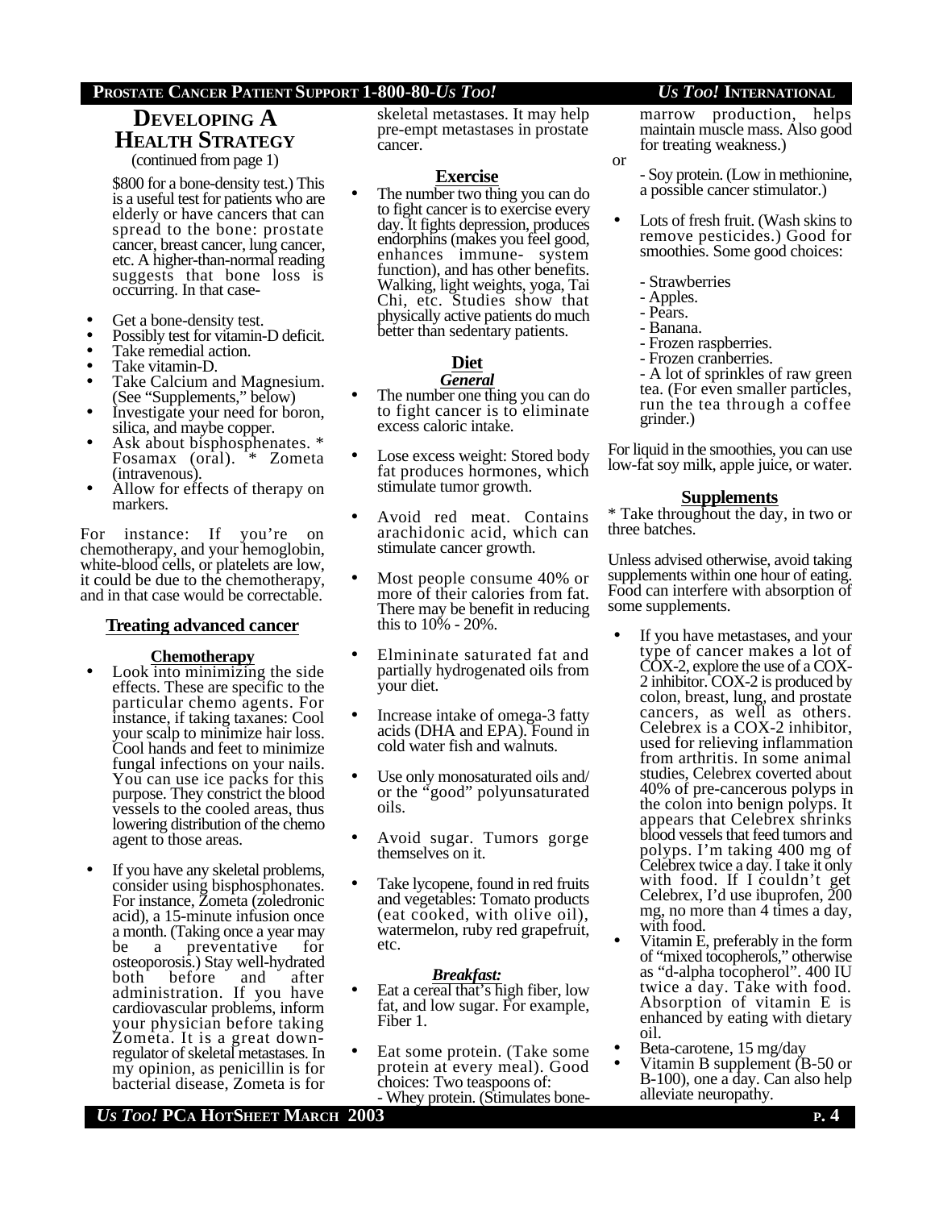## DEVELOPING A HEALTH STRATEGY

(continued from page 1)

$800 for a bone-density test.) This is a useful test for patients who are elderly or have cancers that can spread to the bone: prostate cancer, breast cancer, lung cancer, etc. A higher-than-normal reading suggests that bone loss is occurring. In that case-

- Get a bone-density test.
- Possibly test for vitamin-D deficit.
- Take remedial action.
- Take vitamin-D.
- Take Calcium and Magnesium. (See "Supplements," below)
- Investigate your need for boron, silica, and maybe copper.
- Ask about bisphosphenates. * Fosamax (oral). * Zometa (intravenous).
- Allow for effects of therapy on markers.

For instance: If you're on chemotherapy, and your hemoglobin, white-blood cells, or platelets are low, it could be due to the chemotherapy, and in that case would be correctable.

### Treating advanced cancer

#### Chemotherapy

- Look into minimizing the side effects. These are specific to the particular chemo agents. For instance, if taking taxanes: Cool your scalp to minimize hair loss. Cool hands and feet to minimize fungal infections on your nails. You can use ice packs for this purpose. They constrict the blood vessels to the cooled areas, thus lowering distribution of the chemo agent to those areas.

- If you have any skeletal problems, consider using bisphosphonates. For instance, Zometa (zoledronic acid), a 15-minute infusion once a month. (Taking once a year may be a preventative for osteoporosis.) Stay well-hydrated both before and after administration. If you have cardiovascular problems, inform your physician before taking Zometa. It is a great down-regulator of skeletal metastases. In my opinion, as penicillin is for bacterial disease, Zometa is for skeletal metastases. It may help pre-empt metastases in prostate cancer.

#### Exercise

- The number two thing you can do to fight cancer is to exercise every day. It fights depression, produces endorphins (makes you feel good, enhances immune- system function), and has other benefits. Walking, light weights, yoga, Tai Chi, etc. Studies show that physically active patients do much better than sedentary patients.

#### Diet

***General***

- The number one thing you can do to fight cancer is to eliminate excess caloric intake.

- Lose excess weight: Stored body fat produces hormones, which stimulate tumor growth.

- Avoid red meat. Contains arachidonic acid, which can stimulate cancer growth.

- Most people consume 40% or more of their calories from fat. There may be benefit in reducing this to 10% - 20%.

- Elmininate saturated fat and partially hydrogenated oils from your diet.

- Increase intake of omega-3 fatty acids (DHA and EPA). Found in cold water fish and walnuts.

- Use only monosaturated oils and/ or the "good" polyunsaturated oils.

- Avoid sugar. Tumors gorge themselves on it.

- Take lycopene, found in red fruits and vegetables: Tomato products (eat cooked, with olive oil), watermelon, ruby red grapefruit, etc.

***Breakfast:***

- Eat a cereal that's high fiber, low fat, and low sugar. For example, Fiber 1.

- Eat some protein. (Take some protein at every meal). Good choices: Two teaspoons of:
  - Whey protein. (Stimulates bone-marrow production, helps maintain muscle mass. Also good for treating weakness.)

  or

  - Soy protein. (Low in methionine, a possible cancer stimulator.)

- Lots of fresh fruit. (Wash skins to remove pesticides.) Good for smoothies. Some good choices:
  - Strawberries
  - Apples.
  - Pears.
  - Banana.
  - Frozen raspberries.
  - Frozen cranberries.
  - A lot of sprinkles of raw green tea. (For even smaller particles, run the tea through a coffee grinder.)

For liquid in the smoothies, you can use low-fat soy milk, apple juice, or water.

#### Supplements

* Take throughout the day, in two or three batches.

Unless advised otherwise, avoid taking supplements within one hour of eating. Food can interfere with absorption of some supplements.

- If you have metastases, and your type of cancer makes a lot of COX-2, explore the use of a COX-2 inhibitor. COX-2 is produced by colon, breast, lung, and prostate cancers, as well as others. Celebrex is a COX-2 inhibitor, used for relieving inflammation from arthritis. In some animal studies, Celebrex coverted about 40% of pre-cancerous polyps in the colon into benign polyps. It appears that Celebrex shrinks blood vessels that feed tumors and polyps. I'm taking 400 mg of Celebrex twice a day. I take it only with food. If I couldn't get Celebrex, I'd use ibuprofen, 200 mg, no more than 4 times a day, with food.
- Vitamin E, preferably in the form of "mixed tocopherols," otherwise as "d-alpha tocopherol". 400 IU twice a day. Take with food. Absorption of vitamin E is enhanced by eating with dietary oil.
- Beta-carotene, 15 mg/day
- Vitamin B supplement (B-50 or B-100), one a day. Can also help alleviate neuropathy.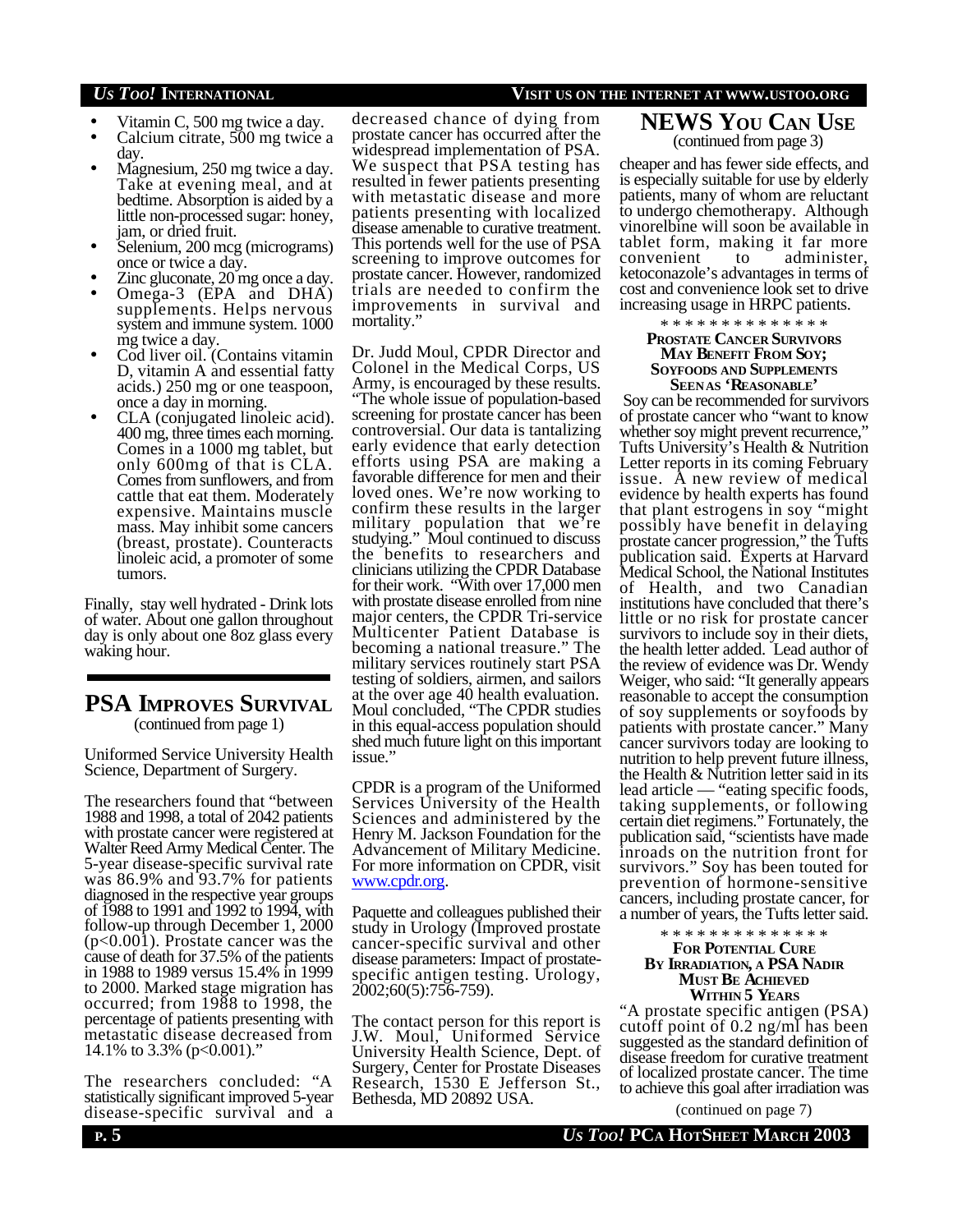- Vitamin C, 500 mg twice a day.
- Calcium citrate, 500 mg twice a day.
- Magnesium, 250 mg twice a day. Take at evening meal, and at bedtime. Absorption is aided by a little non-processed sugar: honey, jam, or dried fruit.
- Selenium, 200 mcg (micrograms) once or twice a day.
- Zinc gluconate, 20 mg once a day.
- Omega-3 (EPA and DHA) supplements. Helps nervous system and immune system. 1000 mg twice a day.
- Cod liver oil. (Contains vitamin D, vitamin A and essential fatty acids.) 250 mg or one teaspoon, once a day in morning.
- CLA (conjugated linoleic acid). 400 mg, three times each morning. Comes in a 1000 mg tablet, but only 600mg of that is CLA. Comes from sunflowers, and from cattle that eat them. Moderately expensive. Maintains muscle mass. May inhibit some cancers (breast, prostate). Counteracts linoleic acid, a promoter of some tumors.

Finally, stay well hydrated - Drink lots of water. About one gallon throughout day is only about one 8oz glass every waking hour.

## PSA Improves Survival

(continued from page 1)

Uniformed Service University Health Science, Department of Surgery.

The researchers found that "between 1988 and 1998, a total of 2042 patients with prostate cancer were registered at Walter Reed Army Medical Center. The 5-year disease-specific survival rate was 86.9% and 93.7% for patients diagnosed in the respective year groups of 1988 to 1991 and 1992 to 1994, with follow-up through December 1, 2000 ($p<0.001$). Prostate cancer was the cause of death for 37.5% of the patients in 1988 to 1989 versus 15.4% in 1999 to 2000. Marked stage migration has occurred; from 1988 to 1998, the percentage of patients presenting with metastatic disease decreased from 14.1% to 3.3% ($p<0.001$)."

The researchers concluded: "A statistically significant improved 5-year disease-specific survival and a decreased chance of dying from prostate cancer has occurred after the widespread implementation of PSA. We suspect that PSA testing has resulted in fewer patients presenting with metastatic disease and more patients presenting with localized disease amenable to curative treatment. This portends well for the use of PSA screening to improve outcomes for prostate cancer. However, randomized trials are needed to confirm the improvements in survival and mortality."

Dr. Judd Moul, CPDR Director and Colonel in the Medical Corps, US Army, is encouraged by these results. "The whole issue of population-based screening for prostate cancer has been controversial. Our data is tantalizing early evidence that early detection efforts using PSA are making a favorable difference for men and their loved ones. We're now working to confirm these results in the larger military population that we're studying." Moul continued to discuss the benefits to researchers and clinicians utilizing the CPDR Database for their work. "With over 17,000 men with prostate disease enrolled from nine major centers, the CPDR Tri-service Multicenter Patient Database is becoming a national treasure." The military services routinely start PSA testing of soldiers, airmen, and sailors at the over age 40 health evaluation. Moul concluded, "The CPDR studies in this equal-access population should shed much future light on this important issue."

CPDR is a program of the Uniformed Services University of the Health Sciences and administered by the Henry M. Jackson Foundation for the Advancement of Military Medicine. For more information on CPDR, visit www.cpdr.org.

Paquette and colleagues published their study in Urology (Improved prostate cancer-specific survival and other disease parameters: Impact of prostate-specific antigen testing. Urology, 2002;60(5):756-759).

The contact person for this report is J.W. Moul, Uniformed Service University Health Science, Dept. of Surgery, Center for Prostate Diseases Research, 1530 E Jefferson St., Bethesda, MD 20892 USA.

## NEWS You Can Use

(continued from page 3)

cheaper and has fewer side effects, and is especially suitable for use by elderly patients, many of whom are reluctant to undergo chemotherapy. Although vinorelbine will soon be available in tablet form, making it far more convenient to administer, ketoconazole's advantages in terms of cost and convenience look set to drive increasing usage in HRPC patients.

* * * * * * * * * * * * * *

### Prostate Cancer Survivors May Benefit From Soy; Soyfoods and Supplements Seen as 'Reasonable'

Soy can be recommended for survivors of prostate cancer who "want to know whether soy might prevent recurrence," Tufts University's Health & Nutrition Letter reports in its coming February issue. A new review of medical evidence by health experts has found that plant estrogens in soy "might possibly have benefit in delaying prostate cancer progression," the Tufts publication said. Experts at Harvard Medical School, the National Institutes of Health, and two Canadian institutions have concluded that there's little or no risk for prostate cancer survivors to include soy in their diets, the health letter added. Lead author of the review of evidence was Dr. Wendy Weiger, who said: "It generally appears reasonable to accept the consumption of soy supplements or soyfoods by patients with prostate cancer." Many cancer survivors today are looking to nutrition to help prevent future illness, the Health & Nutrition letter said in its lead article — "eating specific foods, taking supplements, or following certain diet regimens." Fortunately, the publication said, "scientists have made inroads on the nutrition front for survivors." Soy has been touted for prevention of hormone-sensitive cancers, including prostate cancer, for a number of years, the Tufts letter said.

* * * * * * * * * * * * * *

### For Potential Cure By Irradiation, a PSA Nadir Must Be Achieved Within 5 Years

"A prostate specific antigen (PSA) cutoff point of 0.2 ng/ml has been suggested as the standard definition of disease freedom for curative treatment of localized prostate cancer. The time to achieve this goal after irradiation was

(continued on page 7)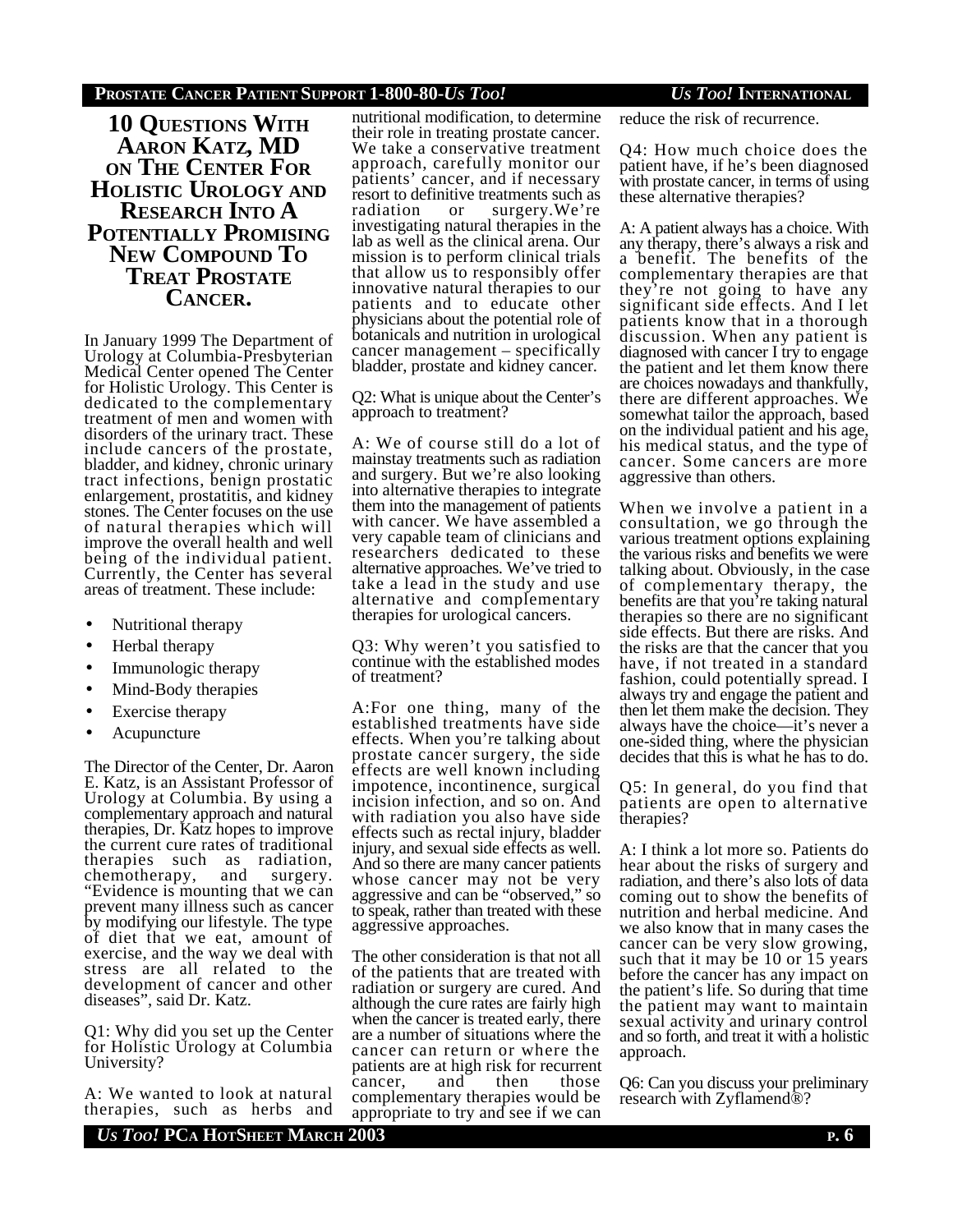# 10 Questions With Aaron Katz, MD on The Center For Holistic Urology and Research Into A Potentially Promising New Compound To Treat Prostate Cancer.

In January 1999 The Department of Urology at Columbia-Presbyterian Medical Center opened The Center for Holistic Urology. This Center is dedicated to the complementary treatment of men and women with disorders of the urinary tract. These include cancers of the prostate, bladder, and kidney, chronic urinary tract infections, benign prostatic enlargement, prostatitis, and kidney stones. The Center focuses on the use of natural therapies which will improve the overall health and well being of the individual patient. Currently, the Center has several areas of treatment. These include:

- Nutritional therapy
- Herbal therapy
- Immunologic therapy
- Mind-Body therapies
- Exercise therapy
- Acupuncture

The Director of the Center, Dr. Aaron E. Katz, is an Assistant Professor of Urology at Columbia. By using a complementary approach and natural therapies, Dr. Katz hopes to improve the current cure rates of traditional therapies such as radiation, chemotherapy, and surgery. "Evidence is mounting that we can prevent many illness such as cancer by modifying our lifestyle. The type of diet that we eat, amount of exercise, and the way we deal with stress are all related to the development of cancer and other diseases", said Dr. Katz.

Q1: Why did you set up the Center for Holistic Urology at Columbia University?

A: We wanted to look at natural therapies, such as herbs and nutritional modification, to determine their role in treating prostate cancer. We take a conservative treatment approach, carefully monitor our patients' cancer, and if necessary resort to definitive treatments such as radiation or surgery.We're investigating natural therapies in the lab as well as the clinical arena. Our mission is to perform clinical trials that allow us to responsibly offer innovative natural therapies to our patients and to educate other physicians about the potential role of botanicals and nutrition in urological cancer management – specifically bladder, prostate and kidney cancer.

Q2: What is unique about the Center's approach to treatment?

A: We of course still do a lot of mainstay treatments such as radiation and surgery. But we're also looking into alternative therapies to integrate them into the management of patients with cancer. We have assembled a very capable team of clinicians and researchers dedicated to these alternative approaches. We've tried to take a lead in the study and use alternative and complementary therapies for urological cancers.

Q3: Why weren't you satisfied to continue with the established modes of treatment?

A:For one thing, many of the established treatments have side effects. When you're talking about prostate cancer surgery, the side effects are well known including impotence, incontinence, surgical incision infection, and so on. And with radiation you also have side effects such as rectal injury, bladder injury, and sexual side effects as well. And so there are many cancer patients whose cancer may not be very aggressive and can be "observed," so to speak, rather than treated with these aggressive approaches.

The other consideration is that not all of the patients that are treated with radiation or surgery are cured. And although the cure rates are fairly high when the cancer is treated early, there are a number of situations where the cancer can return or where the patients are at high risk for recurrent cancer, and then those complementary therapies would be appropriate to try and see if we can reduce the risk of recurrence.

Q4: How much choice does the patient have, if he's been diagnosed with prostate cancer, in terms of using these alternative therapies?

A: A patient always has a choice. With any therapy, there's always a risk and a benefit. The benefits of the complementary therapies are that they're not going to have any significant side effects. And I let patients know that in a thorough discussion. When any patient is diagnosed with cancer I try to engage the patient and let them know there are choices nowadays and thankfully, there are different approaches. We somewhat tailor the approach, based on the individual patient and his age, his medical status, and the type of cancer. Some cancers are more aggressive than others.

When we involve a patient in a consultation, we go through the various treatment options explaining the various risks and benefits we were talking about. Obviously, in the case of complementary therapy, the benefits are that you're taking natural therapies so there are no significant side effects. But there are risks. And the risks are that the cancer that you have, if not treated in a standard fashion, could potentially spread. I always try and engage the patient and then let them make the decision. They always have the choice—it's never a one-sided thing, where the physician decides that this is what he has to do.

Q5: In general, do you find that patients are open to alternative therapies?

A: I think a lot more so. Patients do hear about the risks of surgery and radiation, and there's also lots of data coming out to show the benefits of nutrition and herbal medicine. And we also know that in many cases the cancer can be very slow growing, such that it may be 10 or 15 years before the cancer has any impact on the patient's life. So during that time the patient may want to maintain sexual activity and urinary control and so forth, and treat it with a holistic approach.

Q6: Can you discuss your preliminary research with Zyflamend®?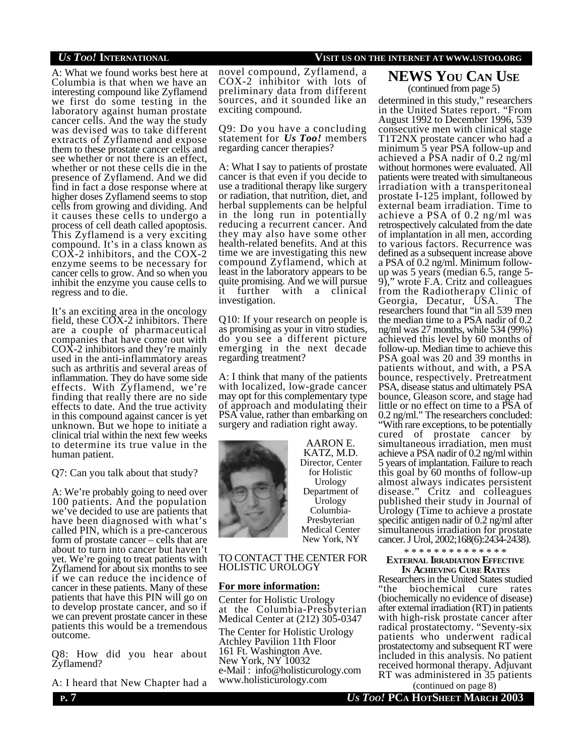A: What we found works best here at Columbia is that when we have an interesting compound like Zyflamend we first do some testing in the laboratory against human prostate cancer cells. And the way the study was devised was to take different extracts of Zyflamend and expose them to these prostate cancer cells and see whether or not there is an effect, whether or not these cells die in the presence of Zyflamend. And we did find in fact a dose response where at higher doses Zyflamend seems to stop cells from growing and dividing. And it causes these cells to undergo a process of cell death called apoptosis. This Zyflamend is a very exciting compound. It's in a class known as COX-2 inhibitors, and the COX-2 enzyme seems to be necessary for cancer cells to grow. And so when you inhibit the enzyme you cause cells to regress and to die.

It's an exciting area in the oncology field, these COX-2 inhibitors. There are a couple of pharmaceutical companies that have come out with COX-2 inhibitors and they're mainly used in the anti-inflammatory areas such as arthritis and several areas of inflammation. They do have some side effects. With Zyflamend, we're finding that really there are no side effects to date. And the true activity in this compound against cancer is yet unknown. But we hope to initiate a clinical trial within the next few weeks to determine its true value in the human patient.

Q7: Can you talk about that study?

A: We're probably going to need over 100 patients. And the population we've decided to use are patients that have been diagnosed with what's called PIN, which is a pre-cancerous form of prostate cancer – cells that are about to turn into cancer but haven't yet. We're going to treat patients with Zyflamend for about six months to see if we can reduce the incidence of cancer in these patients. Many of these patients that have this PIN will go on to develop prostate cancer, and so if we can prevent prostate cancer in these patients this would be a tremendous outcome.

Q8: How did you hear about Zyflamend?

A: I heard that New Chapter had a novel compound, Zyflamend, a COX-2 inhibitor with lots of preliminary data from different sources, and it sounded like an exciting compound.

Q9: Do you have a concluding statement for ***Us Too!*** members regarding cancer therapies?

A: What I say to patients of prostate cancer is that even if you decide to use a traditional therapy like surgery or radiation, that nutrition, diet, and herbal supplements can be helpful in the long run in potentially reducing a recurrent cancer. And they may also have some other health-related benefits. And at this time we are investigating this new compound Zyflamend, which at least in the laboratory appears to be quite promising. And we will pursue it further with a clinical investigation.

Q10: If your research on people is as promising as your in vitro studies, do you see a different picture emerging in the next decade regarding treatment?

A: I think that many of the patients with localized, low-grade cancer may opt for this complementary type of approach and modulating their PSA value, rather than embarking on surgery and radiation right away.

AARON E. KATZ, M.D.
Director, Center for Holistic Urology
Department of Urology
Columbia-Presbyterian Medical Center
New York, NY

TO CONTACT THE CENTER FOR HOLISTIC UROLOGY

**For more information:**

Center for Holistic Urology at the Columbia-Presbyterian Medical Center at (212) 305-0347

The Center for Holistic Urology
Atchley Pavilion 11th Floor
161 Ft. Washington Ave.
New York, NY 10032
e-Mail : info@holisticurology.com
www.holisticurology.com

## NEWS YOU CAN USE

(continued from page 5)

determined in this study," researchers in the United States report. "From August 1992 to December 1996, 539 consecutive men with clinical stage T1T2NX prostate cancer who had a minimum 5 year PSA follow-up and achieved a PSA nadir of 0.2 ng/ml without hormones were evaluated. All patients were treated with simultaneous irradiation with a transperitoneal prostate I-125 implant, followed by external beam irradiation. Time to achieve a PSA of 0.2 ng/ml was retrospectively calculated from the date of implantation in all men, according to various factors. Recurrence was defined as a subsequent increase above a PSA of 0.2 ng/ml. Minimum follow-up was 5 years (median 6.5, range 5-9)," wrote F.A. Critz and colleagues from the Radiotherapy Clinic of Georgia, Decatur, USA. The researchers found that "in all 539 men the median time to a PSA nadir of 0.2 ng/ml was 27 months, while 534 (99%) achieved this level by 60 months of follow-up. Median time to achieve this PSA goal was 20 and 39 months in patients without, and with, a PSA bounce, respectively. Pretreatment PSA, disease status and ultimately PSA bounce, Gleason score, and stage had little or no effect on time to a PSA of 0.2 ng/ml." The researchers concluded: "With rare exceptions, to be potentially cured of prostate cancer by simultaneous irradiation, men must achieve a PSA nadir of 0.2 ng/ml within 5 years of implantation. Failure to reach this goal by 60 months of follow-up almost always indicates persistent disease." Critz and colleagues published their study in Journal of Urology (Time to achieve a prostate specific antigen nadir of 0.2 ng/ml after simultaneous irradiation for prostate cancer. J Urol, 2002;168(6):2434-2438).

\* \* \* \* \* \* \* \* \* \* \* \* \* \*

### EXTERNAL IRRADIATION EFFECTIVE IN ACHIEVING CURE RATES

Researchers in the United States studied "the biochemical cure rates (biochemically no evidence of disease) after external irradiation (RT) in patients with high-risk prostate cancer after radical prostatectomy. "Seventy-six patients who underwent radical prostatectomy and subsequent RT were included in this analysis. No patient received hormonal therapy. Adjuvant RT was administered in 35 patients

(continued on page 8)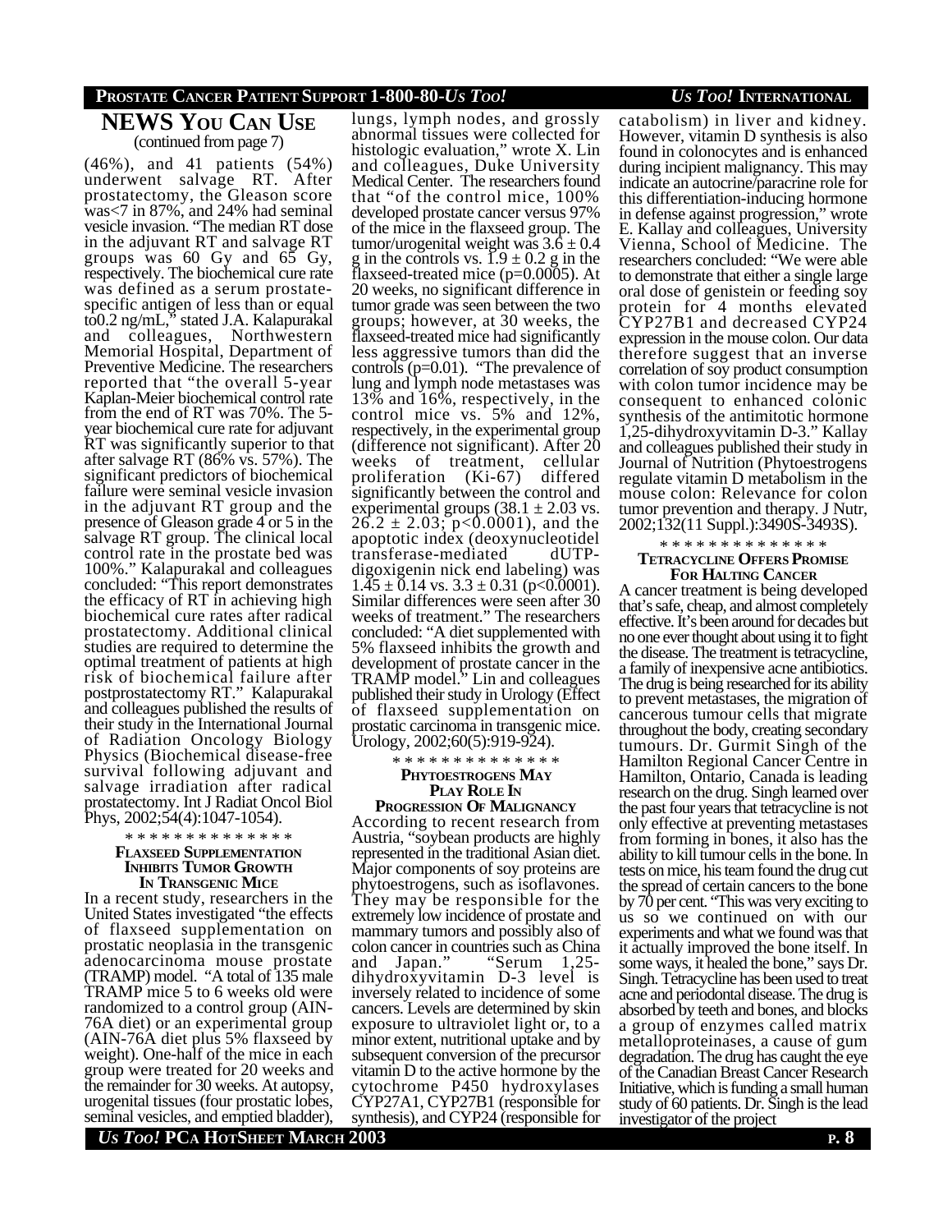## NEWS You Can Use

(continued from page 7)

(46%), and 41 patients (54%) underwent salvage RT. After prostatectomy, the Gleason score was<7 in 87%, and 24% had seminal vesicle invasion. "The median RT dose in the adjuvant RT and salvage RT groups was 60 Gy and 65 Gy, respectively. The biochemical cure rate was defined as a serum prostate-specific antigen of less than or equal to0.2 ng/mL," stated J.A. Kalapurakal and colleagues, Northwestern Memorial Hospital, Department of Preventive Medicine. The researchers reported that "the overall 5-year Kaplan-Meier biochemical control rate from the end of RT was 70%. The 5-year biochemical cure rate for adjuvant RT was significantly superior to that after salvage RT (86% vs. 57%). The significant predictors of biochemical failure were seminal vesicle invasion in the adjuvant RT group and the presence of Gleason grade 4 or 5 in the salvage RT group. The clinical local control rate in the prostate bed was 100%." Kalapurakal and colleagues concluded: "This report demonstrates the efficacy of RT in achieving high biochemical cure rates after radical prostatectomy. Additional clinical studies are required to determine the optimal treatment of patients at high risk of biochemical failure after postprostatectomy RT." Kalapurakal and colleagues published the results of their study in the International Journal of Radiation Oncology Biology Physics (Biochemical disease-free survival following adjuvant and salvage irradiation after radical prostatectomy. Int J Radiat Oncol Biol Phys, 2002;54(4):1047-1054).

\* \* \* \* \* \* \* \* \* \* \* \* \* \*

### Flaxseed Supplementation Inhibits Tumor Growth In Transgenic Mice

In a recent study, researchers in the United States investigated "the effects of flaxseed supplementation on prostatic neoplasia in the transgenic adenocarcinoma mouse prostate (TRAMP) model. "A total of 135 male TRAMP mice 5 to 6 weeks old were randomized to a control group (AIN-76A diet) or an experimental group (AIN-76A diet plus 5% flaxseed by weight). One-half of the mice in each group were treated for 20 weeks and the remainder for 30 weeks. At autopsy, urogenital tissues (four prostatic lobes, seminal vesicles, and emptied bladder), lungs, lymph nodes, and grossly abnormal tissues were collected for histologic evaluation," wrote X. Lin and colleagues, Duke University Medical Center. The researchers found that "of the control mice, 100% developed prostate cancer versus 97% of the mice in the flaxseed group. The tumor/urogenital weight was $3.6 \pm 0.4$ g in the controls vs. $1.9 \pm 0.2$ g in the flaxseed-treated mice (p=0.0005). At 20 weeks, no significant difference in tumor grade was seen between the two groups; however, at 30 weeks, the flaxseed-treated mice had significantly less aggressive tumors than did the controls (p=0.01). "The prevalence of lung and lymph node metastases was 13% and 16%, respectively, in the control mice vs. 5% and 12%, respectively, in the experimental group (difference not significant). After 20 weeks of treatment, cellular proliferation (Ki-67) differed significantly between the control and experimental groups ($38.1 \pm 2.03$ vs. $26.2 \pm 2.03$; $p<0.0001$), and the apoptotic index (deoxynucleotidel transferase-mediated dUTP-digoxigenin nick end labeling) was $1.45 \pm 0.14$ vs. $3.3 \pm 0.31$ ($p<0.0001$). Similar differences were seen after 30 weeks of treatment." The researchers concluded: "A diet supplemented with 5% flaxseed inhibits the growth and development of prostate cancer in the TRAMP model." Lin and colleagues published their study in Urology (Effect of flaxseed supplementation on prostatic carcinoma in transgenic mice. Urology, 2002;60(5):919-924).

\* \* \* \* \* \* \* \* \* \* \* \* \* \*

### Phytoestrogens May Play Role In Progression Of Malignancy

According to recent research from Austria, "soybean products are highly represented in the traditional Asian diet. Major components of soy proteins are phytoestrogens, such as isoflavones. They may be responsible for the extremely low incidence of prostate and mammary tumors and possibly also of colon cancer in countries such as China and Japan." "Serum 1,25-dihydroxyvitamin D-3 level is inversely related to incidence of some cancers. Levels are determined by skin exposure to ultraviolet light or, to a minor extent, nutritional uptake and by subsequent conversion of the precursor vitamin D to the active hormone by the cytochrome P450 hydroxylases CYP27A1, CYP27B1 (responsible for synthesis), and CYP24 (responsible for catabolism) in liver and kidney. However, vitamin D synthesis is also found in colonocytes and is enhanced during incipient malignancy. This may indicate an autocrine/paracrine role for this differentiation-inducing hormone in defense against progression," wrote E. Kallay and colleagues, University Vienna, School of Medicine. The researchers concluded: "We were able to demonstrate that either a single large oral dose of genistein or feeding soy protein for 4 months elevated CYP27B1 and decreased CYP24 expression in the mouse colon. Our data therefore suggest that an inverse correlation of soy product consumption with colon tumor incidence may be consequent to enhanced colonic synthesis of the antimitotic hormone 1,25-dihydroxyvitamin D-3." Kallay and colleagues published their study in Journal of Nutrition (Phytoestrogens regulate vitamin D metabolism in the mouse colon: Relevance for colon tumor prevention and therapy. J Nutr, 2002;132(11 Suppl.):3490S-3493S).

\* \* \* \* \* \* \* \* \* \* \* \* \* \*

### Tetracycline Offers Promise For Halting Cancer

A cancer treatment is being developed that's safe, cheap, and almost completely effective. It's been around for decades but no one ever thought about using it to fight the disease. The treatment is tetracycline, a family of inexpensive acne antibiotics. The drug is being researched for its ability to prevent metastases, the migration of cancerous tumour cells that migrate throughout the body, creating secondary tumours. Dr. Gurmit Singh of the Hamilton Regional Cancer Centre in Hamilton, Ontario, Canada is leading research on the drug. Singh learned over the past four years that tetracycline is not only effective at preventing metastases from forming in bones, it also has the ability to kill tumour cells in the bone. In tests on mice, his team found the drug cut the spread of certain cancers to the bone by 70 per cent. "This was very exciting to us so we continued on with our experiments and what we found was that it actually improved the bone itself. In some ways, it healed the bone," says Dr. Singh. Tetracycline has been used to treat acne and periodontal disease. The drug is absorbed by teeth and bones, and blocks a group of enzymes called matrix metalloproteinases, a cause of gum degradation. The drug has caught the eye of the Canadian Breast Cancer Research Initiative, which is funding a small human study of 60 patients. Dr. Singh is the lead investigator of the project